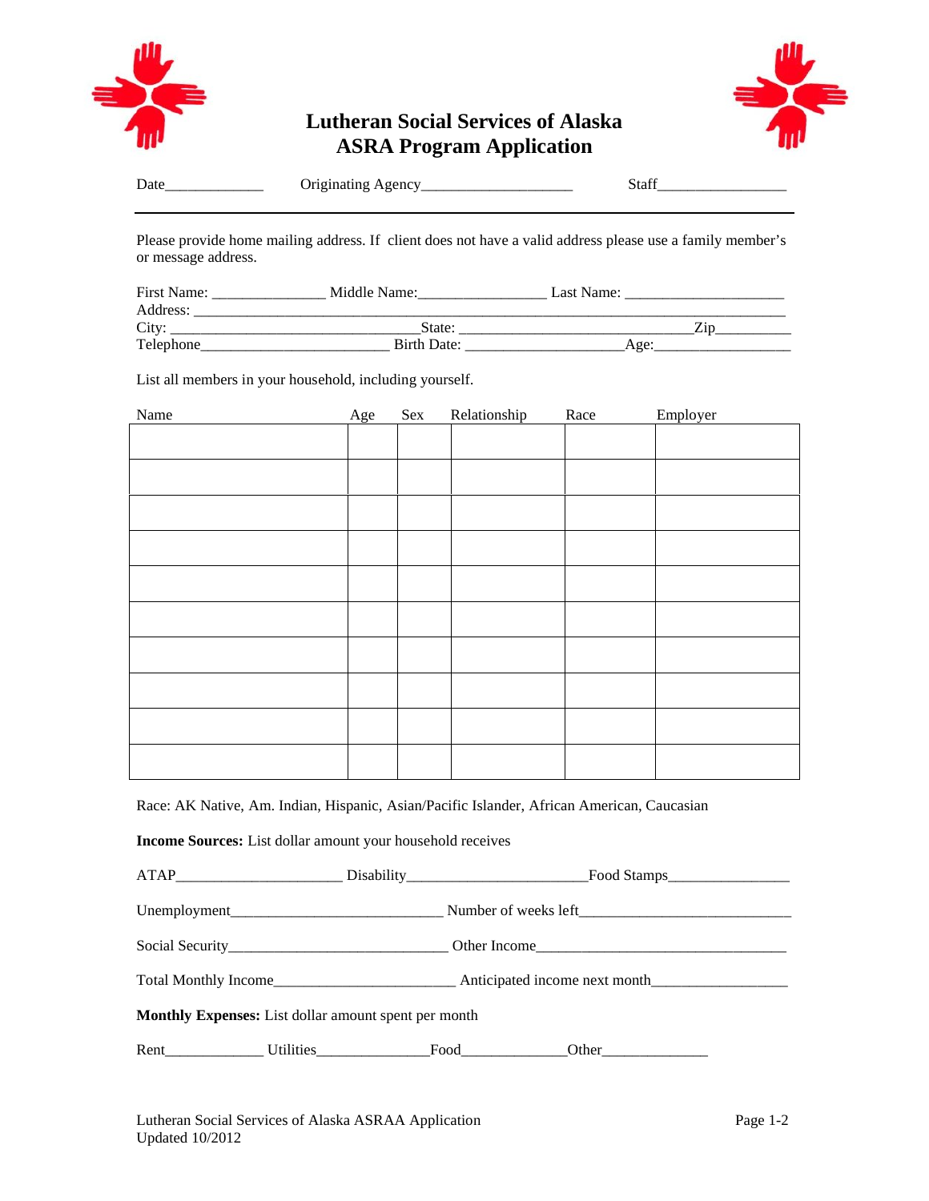# Lutheran Social Services of Alaska
## ASRA Program Application

Date_____________ Originating Agency___________________ Staff_________________

---

Please provide home mailing address. If client does not have a valid address please use a family member's or message address.

First Name: ______________ Middle Name:________________ Last Name: ____________________
Address: ______________________________________________________________________
City: _______________________________State: _____________________________Zip_________
Telephone________________________ Birth Date: ____________________Age:_________________

List all members in your household, including yourself.

| Name | Age | Sex | Relationship | Race | Employer |
|---|---|---|---|---|---|
| | | | | | |
| | | | | | |
| | | | | | |
| | | | | | |
| | | | | | |
| | | | | | |
| | | | | | |
| | | | | | |
| | | | | | |
| | | | | | |

Race: AK Native, Am. Indian, Hispanic, Asian/Pacific Islander, African American, Caucasian

**Income Sources:** List dollar amount your household receives

ATAP_____________________ Disability_______________________Food Stamps________________

Unemployment___________________________ Number of weeks left___________________________

Social Security____________________________ Other Income________________________________

Total Monthly Income_______________________ Anticipated income next month_________________

**Monthly Expenses:** List dollar amount spent per month

Rent____________ Utilities______________Food_____________Other_____________

Lutheran Social Services of Alaska ASRAA Application
Updated 10/2012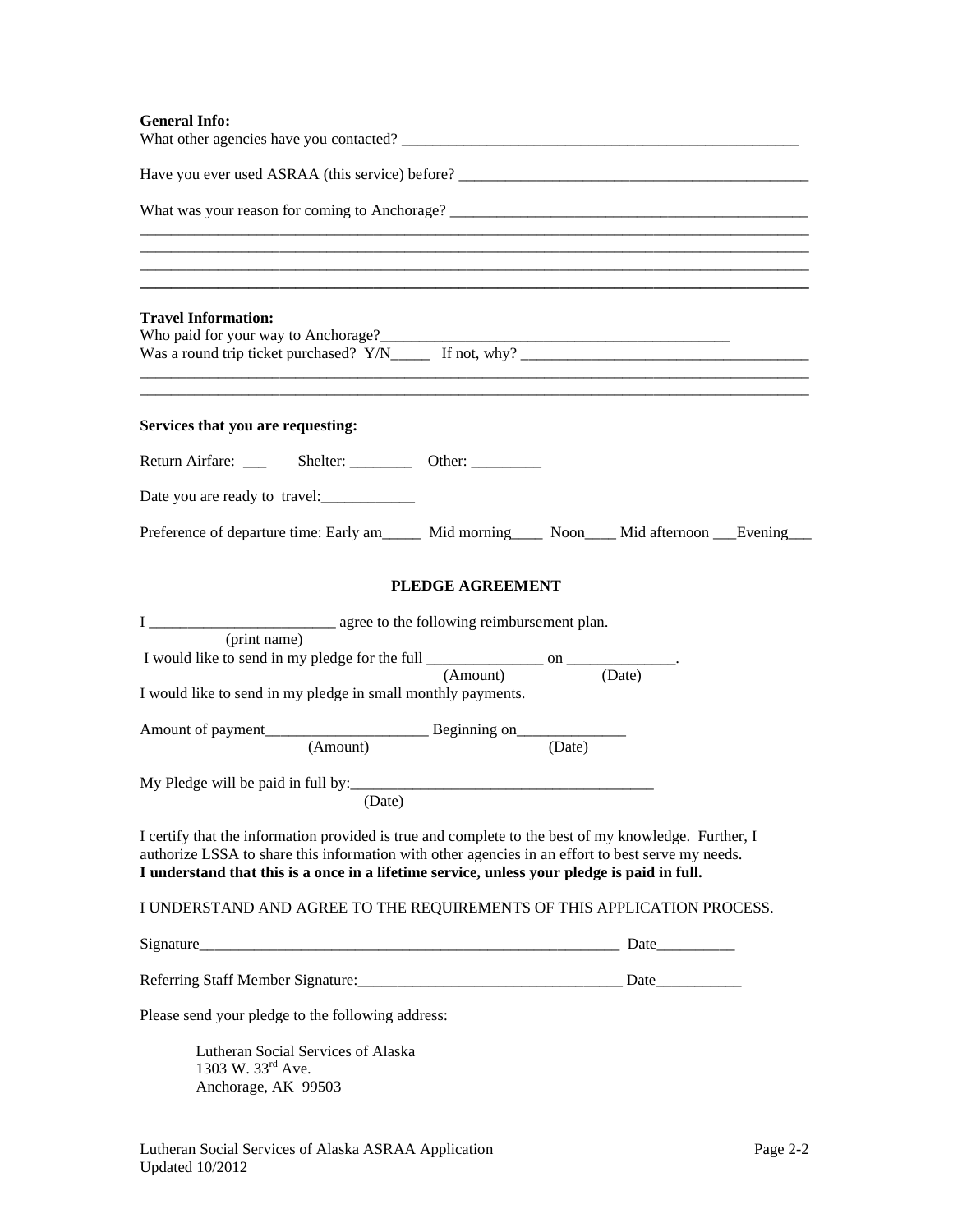**General Info:**

What other agencies have you contacted? ____________________________________________________

Have you ever used ASRAA (this service) before? ______________________________________________

What was your reason for coming to Anchorage? _______________________________________________
_____________________________________________________________________________________________
_____________________________________________________________________________________________
_____________________________________________________________________________________________
_____________________________________________________________________________________________

**Travel Information:**

Who paid for your way to Anchorage?_______________________________________________

Was a round trip ticket purchased? Y/N_____ If not, why? _____________________________________
_____________________________________________________________________________________________
_____________________________________________________________________________________________

**Services that you are requesting:**

Return Airfare: ___ Shelter: ________ Other: _________

Date you are ready to travel:____________

Preference of departure time: Early am_____ Mid morning____ Noon____ Mid afternoon ___Evening___

**PLEDGE AGREEMENT**

I ________________________ agree to the following reimbursement plan.
(print name)

I would like to send in my pledge for the full _______________ on ______________.
(Amount) (Date)

I would like to send in my pledge in small monthly payments.

Amount of payment_____________________ Beginning on______________
(Amount) (Date)

My Pledge will be paid in full by:_______________________________________
(Date)

I certify that the information provided is true and complete to the best of my knowledge. Further, I authorize LSSA to share this information with other agencies in an effort to best serve my needs.
**I understand that this is a once in a lifetime service, unless your pledge is paid in full.**

I UNDERSTAND AND AGREE TO THE REQUIREMENTS OF THIS APPLICATION PROCESS.

Signature_________________________________________________________ Date__________

Referring Staff Member Signature:__________________________________ Date___________

Please send your pledge to the following address:

Lutheran Social Services of Alaska
1303 W. 33rd Ave.
Anchorage, AK 99503

Lutheran Social Services of Alaska ASRAA Application
Updated 10/2012